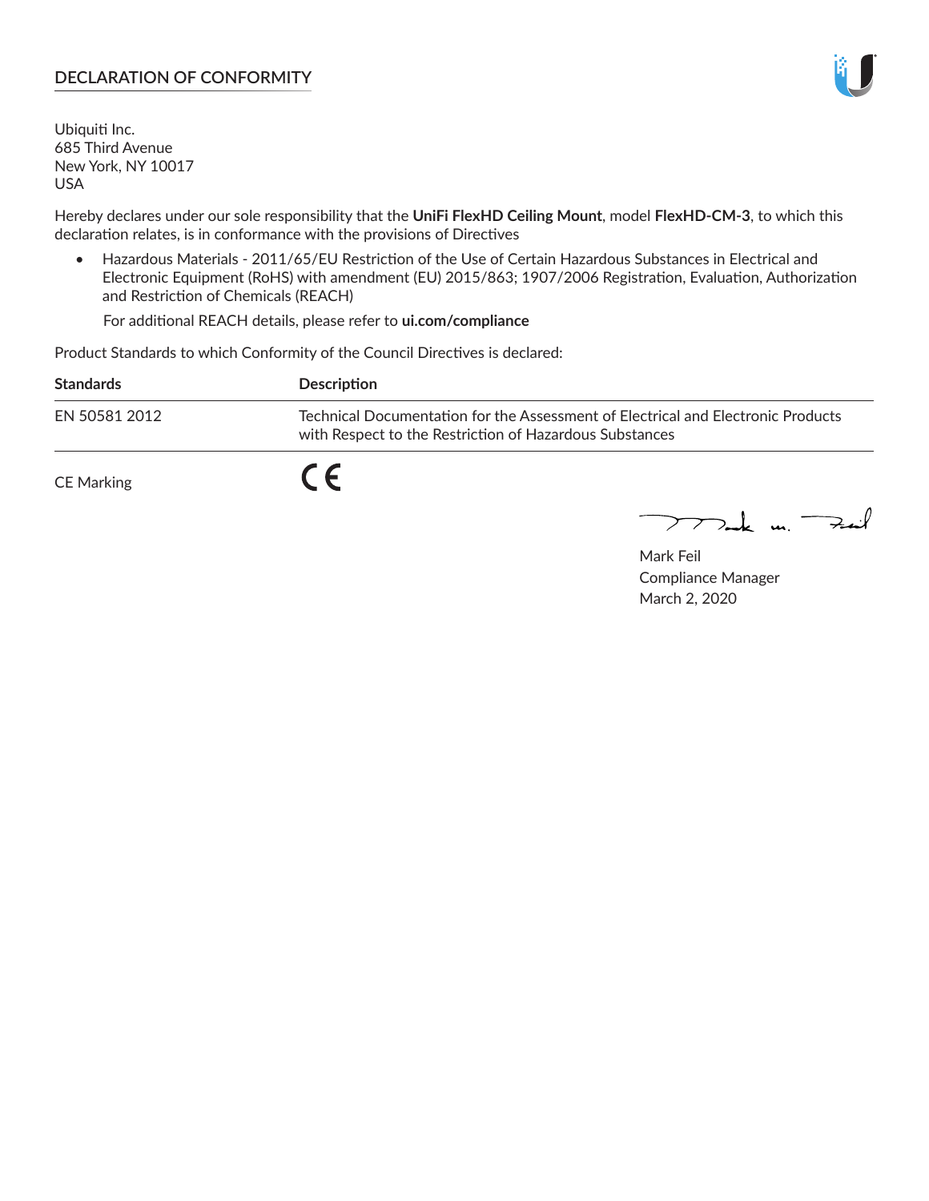## DECLARATION OF CONFORMITY

Ubiquiti Inc.
685 Third Avenue
New York, NY 10017
USA

Hereby declares under our sole responsibility that the **UniFi FlexHD Ceiling Mount**, model **FlexHD-CM-3**, to which this declaration relates, is in conformance with the provisions of Directives

- Hazardous Materials - 2011/65/EU Restriction of the Use of Certain Hazardous Substances in Electrical and Electronic Equipment (RoHS) with amendment (EU) 2015/863; 1907/2006 Registration, Evaluation, Authorization and Restriction of Chemicals (REACH)

  For additional REACH details, please refer to **ui.com/compliance**

Product Standards to which Conformity of the Council Directives is declared:

| Standards | Description |
| --- | --- |
| EN 50581 2012 | Technical Documentation for the Assessment of Electrical and Electronic Products with Respect to the Restriction of Hazardous Substances |

CE Marking CE

Mark Feil
Compliance Manager
March 2, 2020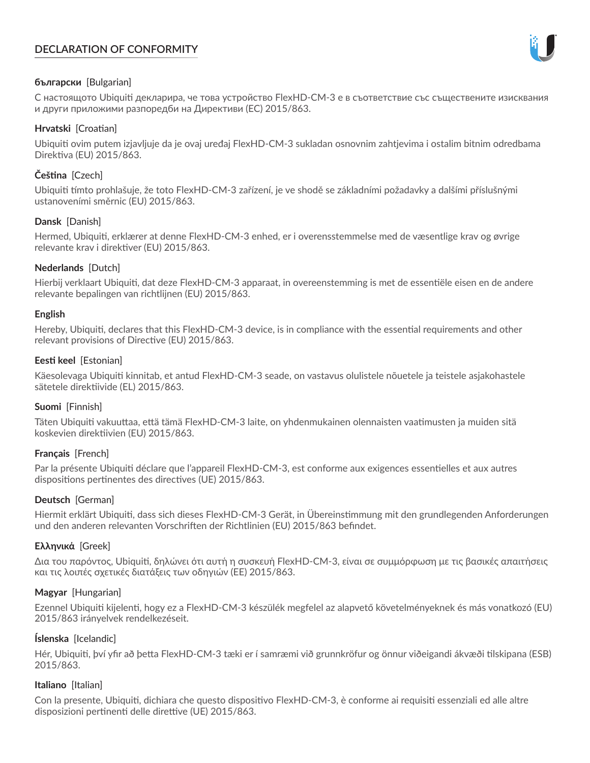# DECLARATION OF CONFORMITY

**български** [Bulgarian]

С настоящото Ubiquiti декларира, че това устройство FlexHD-CM-3 е в съответствие със съществените изисквания и други приложими разпоредби на Директиви (ЕС) 2015/863.

**Hrvatski** [Croatian]

Ubiquiti ovim putem izjavljuje da je ovaj uređaj FlexHD-CM-3 sukladan osnovnim zahtjevima i ostalim bitnim odredbama Direktiva (EU) 2015/863.

**Čeština** [Czech]

Ubiquiti tímto prohlašuje, že toto FlexHD-CM-3 zařízení, je ve shodě se základními požadavky a dalšími příslušnými ustanoveními směrnic (EU) 2015/863.

**Dansk** [Danish]

Hermed, Ubiquiti, erklærer at denne FlexHD-CM-3 enhed, er i overensstemmelse med de væsentlige krav og øvrige relevante krav i direktiver (EU) 2015/863.

**Nederlands** [Dutch]

Hierbij verklaart Ubiquiti, dat deze FlexHD-CM-3 apparaat, in overeenstemming is met de essentiële eisen en de andere relevante bepalingen van richtlijnen (EU) 2015/863.

**English**

Hereby, Ubiquiti, declares that this FlexHD-CM-3 device, is in compliance with the essential requirements and other relevant provisions of Directive (EU) 2015/863.

**Eesti keel** [Estonian]

Käesolevaga Ubiquiti kinnitab, et antud FlexHD-CM-3 seade, on vastavus olulistele nõuetele ja teistele asjakohastele sätetele direktiivide (EL) 2015/863.

**Suomi** [Finnish]

Täten Ubiquiti vakuuttaa, että tämä FlexHD-CM-3 laite, on yhdenmukainen olennaisten vaatimusten ja muiden sitä koskevien direktiivien (EU) 2015/863.

**Français** [French]

Par la présente Ubiquiti déclare que l'appareil FlexHD-CM-3, est conforme aux exigences essentielles et aux autres dispositions pertinentes des directives (UE) 2015/863.

**Deutsch** [German]

Hiermit erklärt Ubiquiti, dass sich dieses FlexHD-CM-3 Gerät, in Übereinstimmung mit den grundlegenden Anforderungen und den anderen relevanten Vorschriften der Richtlinien (EU) 2015/863 befindet.

**Ελληνικά** [Greek]

Δια του παρόντος, Ubiquiti, δηλώνει ότι αυτή η συσκευή FlexHD-CM-3, είναι σε συμμόρφωση με τις βασικές απαιτήσεις και τις λοιπές σχετικές διατάξεις των οδηγιών (ΕΕ) 2015/863.

**Magyar** [Hungarian]

Ezennel Ubiquiti kijelenti, hogy ez a FlexHD-CM-3 készülék megfelel az alapvető követelményeknek és más vonatkozó (EU) 2015/863 irányelvek rendelkezéseit.

**Íslenska** [Icelandic]

Hér, Ubiquiti, því yfir að þetta FlexHD-CM-3 tæki er í samræmi við grunnkröfur og önnur viðeigandi ákvæði tilskipana (ESB) 2015/863.

**Italiano** [Italian]

Con la presente, Ubiquiti, dichiara che questo dispositivo FlexHD-CM-3, è conforme ai requisiti essenziali ed alle altre disposizioni pertinenti delle direttive (UE) 2015/863.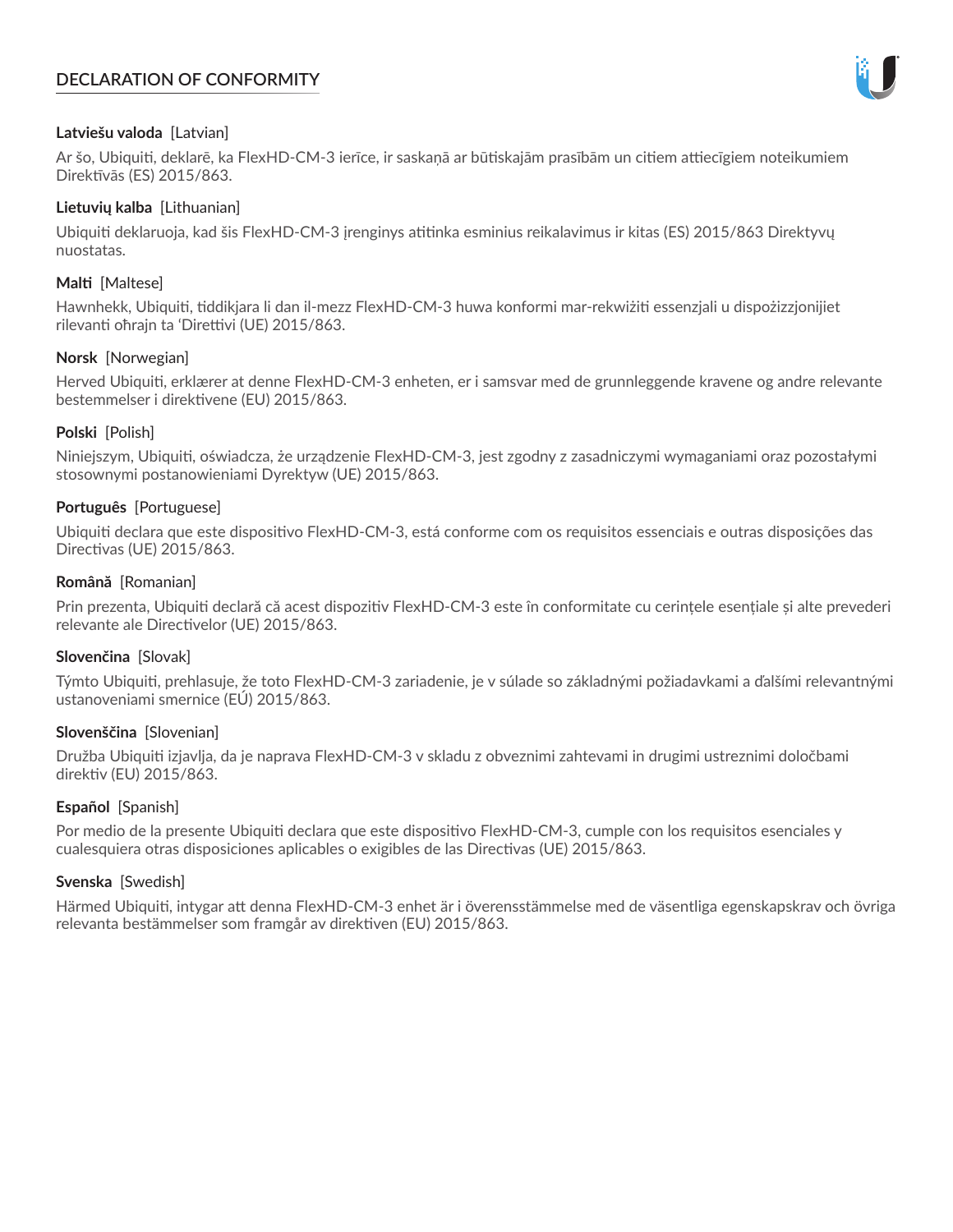# DECLARATION OF CONFORMITY

**Latviešu valoda** [Latvian]

Ar šo, Ubiquiti, deklarē, ka FlexHD-CM-3 ierīce, ir saskaņā ar būtiskajām prasībām un citiem attiecīgiem noteikumiem Direktīvās (ES) 2015/863.

**Lietuvių kalba** [Lithuanian]

Ubiquiti deklaruoja, kad šis FlexHD-CM-3 įrenginys atitinka esminius reikalavimus ir kitas (ES) 2015/863 Direktyvų nuostatas.

**Malti** [Maltese]

Hawnhekk, Ubiquiti, tiddikjara li dan il-mezz FlexHD-CM-3 huwa konformi mar-rekwiżiti essenzjali u dispożizzjonijiet rilevanti oħrajn ta 'Direttivi (UE) 2015/863.

**Norsk** [Norwegian]

Herved Ubiquiti, erklærer at denne FlexHD-CM-3 enheten, er i samsvar med de grunnleggende kravene og andre relevante bestemmelser i direktivene (EU) 2015/863.

**Polski** [Polish]

Niniejszym, Ubiquiti, oświadcza, że urządzenie FlexHD-CM-3, jest zgodny z zasadniczymi wymaganiami oraz pozostałymi stosownymi postanowieniami Dyrektyw (UE) 2015/863.

**Português** [Portuguese]

Ubiquiti declara que este dispositivo FlexHD-CM-3, está conforme com os requisitos essenciais e outras disposições das Directivas (UE) 2015/863.

**Română** [Romanian]

Prin prezenta, Ubiquiti declară că acest dispozitiv FlexHD-CM-3 este în conformitate cu cerințele esențiale și alte prevederi relevante ale Directivelor (UE) 2015/863.

**Slovenčina** [Slovak]

Týmto Ubiquiti, prehlasuje, že toto FlexHD-CM-3 zariadenie, je v súlade so základnými požiadavkami a ďalšími relevantnými ustanoveniami smernice (EÚ) 2015/863.

**Slovenščina** [Slovenian]

Družba Ubiquiti izjavlja, da je naprava FlexHD-CM-3 v skladu z obveznimi zahtevami in drugimi ustreznimi določbami direktiv (EU) 2015/863.

**Español** [Spanish]

Por medio de la presente Ubiquiti declara que este dispositivo FlexHD-CM-3, cumple con los requisitos esenciales y cualesquiera otras disposiciones aplicables o exigibles de las Directivas (UE) 2015/863.

**Svenska** [Swedish]

Härmed Ubiquiti, intygar att denna FlexHD-CM-3 enhet är i överensstämmelse med de väsentliga egenskapskrav och övriga relevanta bestämmelser som framgår av direktiven (EU) 2015/863.